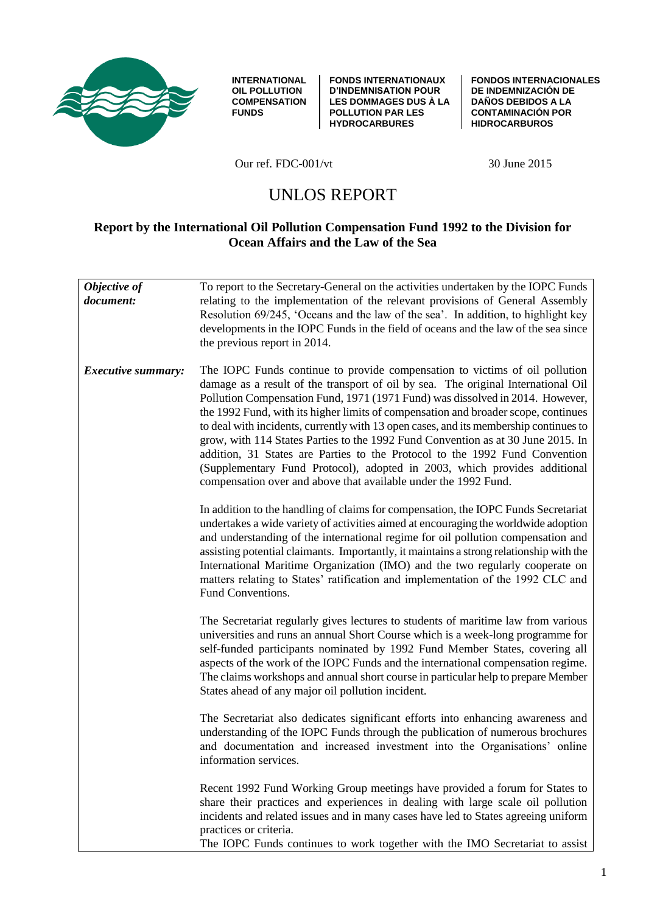INTERNATIONAL OIL POLLUTION COMPENSATION FUNDS | FONDS INTERNATIONAUX D'INDEMNISATION POUR LES DOMMAGES DUS À LA POLLUTION PAR LES HYDROCARBURES | FONDOS INTERNACIONALES DE INDEMNIZACIÓN DE DAÑOS DEBIDOS A LA CONTAMINACIÓN POR HIDROCARBUROS

Our ref. FDC-001/vt

30 June 2015

# UNLOS REPORT

## Report by the International Oil Pollution Compensation Fund 1992 to the Division for Ocean Affairs and the Law of the Sea

| | |
|---|---|
| ***Objective of document:*** | To report to the Secretary-General on the activities undertaken by the IOPC Funds relating to the implementation of the relevant provisions of General Assembly Resolution 69/245, 'Oceans and the law of the sea'. In addition, to highlight key developments in the IOPC Funds in the field of oceans and the law of the sea since the previous report in 2014. |
| ***Executive summary:*** | The IOPC Funds continue to provide compensation to victims of oil pollution damage as a result of the transport of oil by sea. The original International Oil Pollution Compensation Fund, 1971 (1971 Fund) was dissolved in 2014. However, the 1992 Fund, with its higher limits of compensation and broader scope, continues to deal with incidents, currently with 13 open cases, and its membership continues to grow, with 114 States Parties to the 1992 Fund Convention as at 30 June 2015. In addition, 31 States are Parties to the Protocol to the 1992 Fund Convention (Supplementary Fund Protocol), adopted in 2003, which provides additional compensation over and above that available under the 1992 Fund.<br><br>In addition to the handling of claims for compensation, the IOPC Funds Secretariat undertakes a wide variety of activities aimed at encouraging the worldwide adoption and understanding of the international regime for oil pollution compensation and assisting potential claimants. Importantly, it maintains a strong relationship with the International Maritime Organization (IMO) and the two regularly cooperate on matters relating to States' ratification and implementation of the 1992 CLC and Fund Conventions.<br><br>The Secretariat regularly gives lectures to students of maritime law from various universities and runs an annual Short Course which is a week-long programme for self-funded participants nominated by 1992 Fund Member States, covering all aspects of the work of the IOPC Funds and the international compensation regime. The claims workshops and annual short course in particular help to prepare Member States ahead of any major oil pollution incident.<br><br>The Secretariat also dedicates significant efforts into enhancing awareness and understanding of the IOPC Funds through the publication of numerous brochures and documentation and increased investment into the Organisations' online information services.<br><br>Recent 1992 Fund Working Group meetings have provided a forum for States to share their practices and experiences in dealing with large scale oil pollution incidents and related issues and in many cases have led to States agreeing uniform practices or criteria.<br>The IOPC Funds continues to work together with the IMO Secretariat to assist |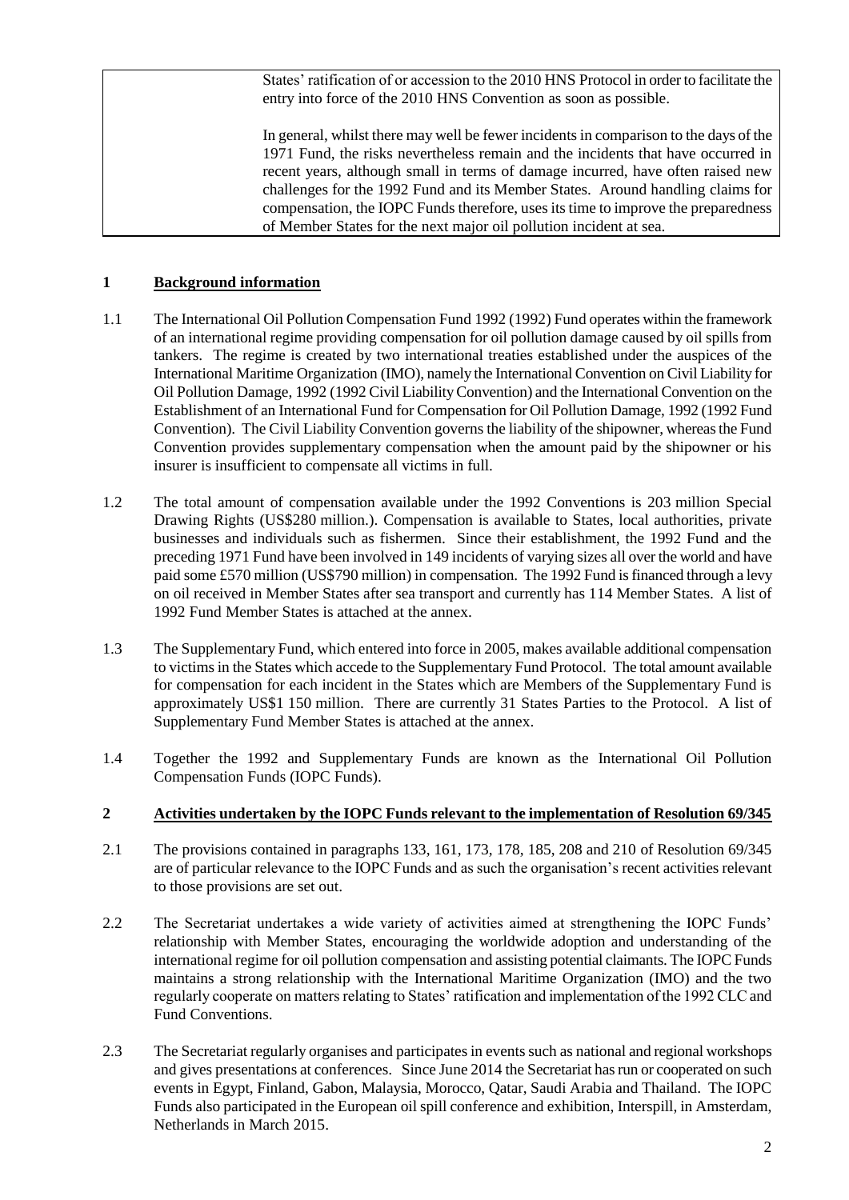| | States' ratification of or accession to the 2010 HNS Protocol in order to facilitate the entry into force of the 2010 HNS Convention as soon as possible.<br><br>In general, whilst there may well be fewer incidents in comparison to the days of the 1971 Fund, the risks nevertheless remain and the incidents that have occurred in recent years, although small in terms of damage incurred, have often raised new challenges for the 1992 Fund and its Member States. Around handling claims for compensation, the IOPC Funds therefore, uses its time to improve the preparedness of Member States for the next major oil pollution incident at sea. |
|---|---|

## 1 Background information

1.1 The International Oil Pollution Compensation Fund 1992 (1992) Fund operates within the framework of an international regime providing compensation for oil pollution damage caused by oil spills from tankers. The regime is created by two international treaties established under the auspices of the International Maritime Organization (IMO), namely the International Convention on Civil Liability for Oil Pollution Damage, 1992 (1992 Civil Liability Convention) and the International Convention on the Establishment of an International Fund for Compensation for Oil Pollution Damage, 1992 (1992 Fund Convention). The Civil Liability Convention governs the liability of the shipowner, whereas the Fund Convention provides supplementary compensation when the amount paid by the shipowner or his insurer is insufficient to compensate all victims in full.

1.2 The total amount of compensation available under the 1992 Conventions is 203 million Special Drawing Rights (US$280 million.). Compensation is available to States, local authorities, private businesses and individuals such as fishermen. Since their establishment, the 1992 Fund and the preceding 1971 Fund have been involved in 149 incidents of varying sizes all over the world and have paid some £570 million (US$790 million) in compensation. The 1992 Fund is financed through a levy on oil received in Member States after sea transport and currently has 114 Member States. A list of 1992 Fund Member States is attached at the annex.

1.3 The Supplementary Fund, which entered into force in 2005, makes available additional compensation to victims in the States which accede to the Supplementary Fund Protocol. The total amount available for compensation for each incident in the States which are Members of the Supplementary Fund is approximately US$1 150 million. There are currently 31 States Parties to the Protocol. A list of Supplementary Fund Member States is attached at the annex.

1.4 Together the 1992 and Supplementary Funds are known as the International Oil Pollution Compensation Funds (IOPC Funds).

## 2 Activities undertaken by the IOPC Funds relevant to the implementation of Resolution 69/345

2.1 The provisions contained in paragraphs 133, 161, 173, 178, 185, 208 and 210 of Resolution 69/345 are of particular relevance to the IOPC Funds and as such the organisation's recent activities relevant to those provisions are set out.

2.2 The Secretariat undertakes a wide variety of activities aimed at strengthening the IOPC Funds' relationship with Member States, encouraging the worldwide adoption and understanding of the international regime for oil pollution compensation and assisting potential claimants. The IOPC Funds maintains a strong relationship with the International Maritime Organization (IMO) and the two regularly cooperate on matters relating to States' ratification and implementation of the 1992 CLC and Fund Conventions.

2.3 The Secretariat regularly organises and participates in events such as national and regional workshops and gives presentations at conferences. Since June 2014 the Secretariat has run or cooperated on such events in Egypt, Finland, Gabon, Malaysia, Morocco, Qatar, Saudi Arabia and Thailand. The IOPC Funds also participated in the European oil spill conference and exhibition, Interspill, in Amsterdam, Netherlands in March 2015.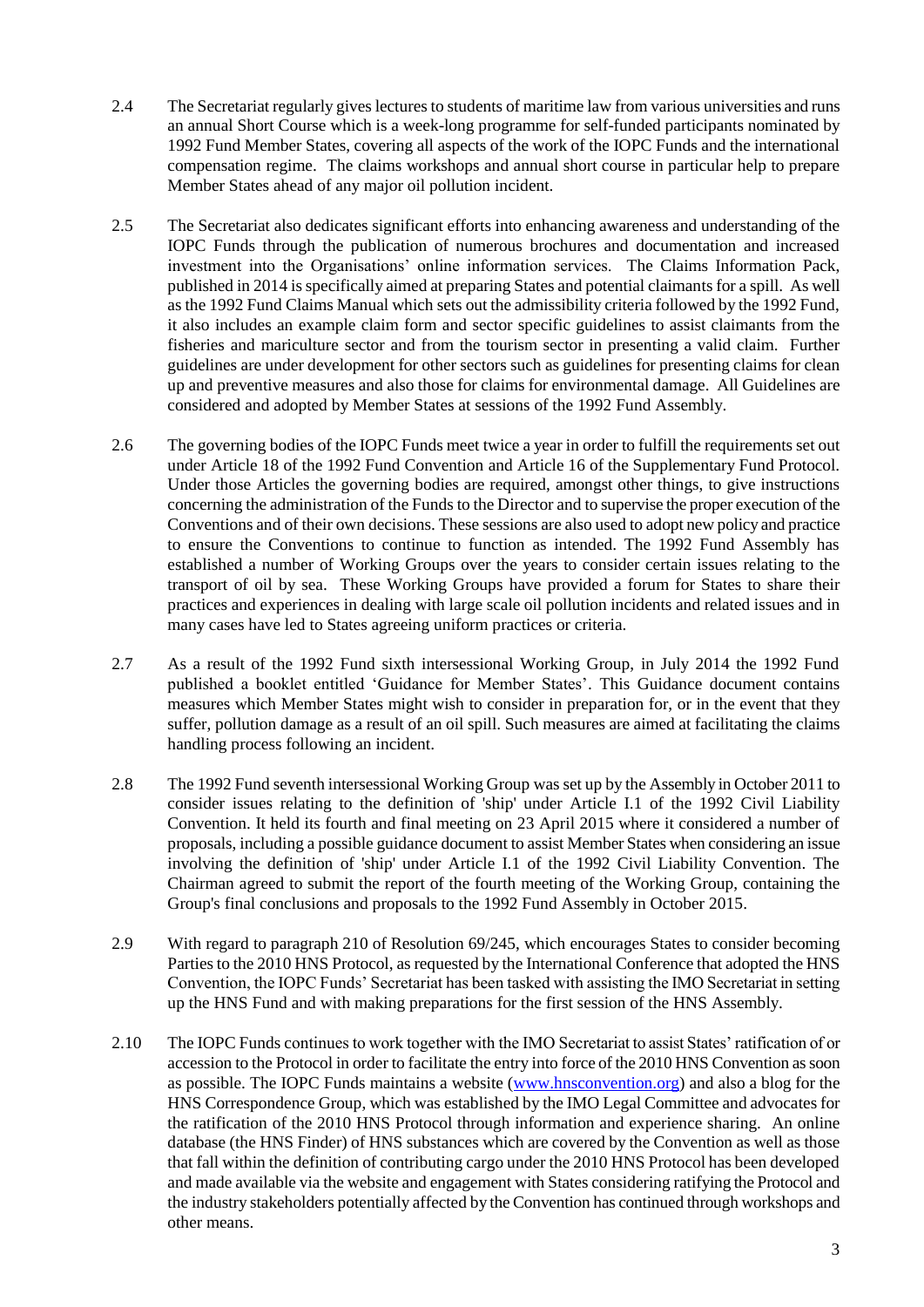2.4 The Secretariat regularly gives lectures to students of maritime law from various universities and runs an annual Short Course which is a week-long programme for self-funded participants nominated by 1992 Fund Member States, covering all aspects of the work of the IOPC Funds and the international compensation regime. The claims workshops and annual short course in particular help to prepare Member States ahead of any major oil pollution incident.

2.5 The Secretariat also dedicates significant efforts into enhancing awareness and understanding of the IOPC Funds through the publication of numerous brochures and documentation and increased investment into the Organisations' online information services. The Claims Information Pack, published in 2014 is specifically aimed at preparing States and potential claimants for a spill. As well as the 1992 Fund Claims Manual which sets out the admissibility criteria followed by the 1992 Fund, it also includes an example claim form and sector specific guidelines to assist claimants from the fisheries and mariculture sector and from the tourism sector in presenting a valid claim. Further guidelines are under development for other sectors such as guidelines for presenting claims for clean up and preventive measures and also those for claims for environmental damage. All Guidelines are considered and adopted by Member States at sessions of the 1992 Fund Assembly.

2.6 The governing bodies of the IOPC Funds meet twice a year in order to fulfill the requirements set out under Article 18 of the 1992 Fund Convention and Article 16 of the Supplementary Fund Protocol. Under those Articles the governing bodies are required, amongst other things, to give instructions concerning the administration of the Funds to the Director and to supervise the proper execution of the Conventions and of their own decisions. These sessions are also used to adopt new policy and practice to ensure the Conventions to continue to function as intended. The 1992 Fund Assembly has established a number of Working Groups over the years to consider certain issues relating to the transport of oil by sea. These Working Groups have provided a forum for States to share their practices and experiences in dealing with large scale oil pollution incidents and related issues and in many cases have led to States agreeing uniform practices or criteria.

2.7 As a result of the 1992 Fund sixth intersessional Working Group, in July 2014 the 1992 Fund published a booklet entitled 'Guidance for Member States'. This Guidance document contains measures which Member States might wish to consider in preparation for, or in the event that they suffer, pollution damage as a result of an oil spill. Such measures are aimed at facilitating the claims handling process following an incident.

2.8 The 1992 Fund seventh intersessional Working Group was set up by the Assembly in October 2011 to consider issues relating to the definition of 'ship' under Article I.1 of the 1992 Civil Liability Convention. It held its fourth and final meeting on 23 April 2015 where it considered a number of proposals, including a possible guidance document to assist Member States when considering an issue involving the definition of 'ship' under Article I.1 of the 1992 Civil Liability Convention. The Chairman agreed to submit the report of the fourth meeting of the Working Group, containing the Group's final conclusions and proposals to the 1992 Fund Assembly in October 2015.

2.9 With regard to paragraph 210 of Resolution 69/245, which encourages States to consider becoming Parties to the 2010 HNS Protocol, as requested by the International Conference that adopted the HNS Convention, the IOPC Funds' Secretariat has been tasked with assisting the IMO Secretariat in setting up the HNS Fund and with making preparations for the first session of the HNS Assembly.

2.10 The IOPC Funds continues to work together with the IMO Secretariat to assist States' ratification of or accession to the Protocol in order to facilitate the entry into force of the 2010 HNS Convention as soon as possible. The IOPC Funds maintains a website (www.hnsconvention.org) and also a blog for the HNS Correspondence Group, which was established by the IMO Legal Committee and advocates for the ratification of the 2010 HNS Protocol through information and experience sharing. An online database (the HNS Finder) of HNS substances which are covered by the Convention as well as those that fall within the definition of contributing cargo under the 2010 HNS Protocol has been developed and made available via the website and engagement with States considering ratifying the Protocol and the industry stakeholders potentially affected by the Convention has continued through workshops and other means.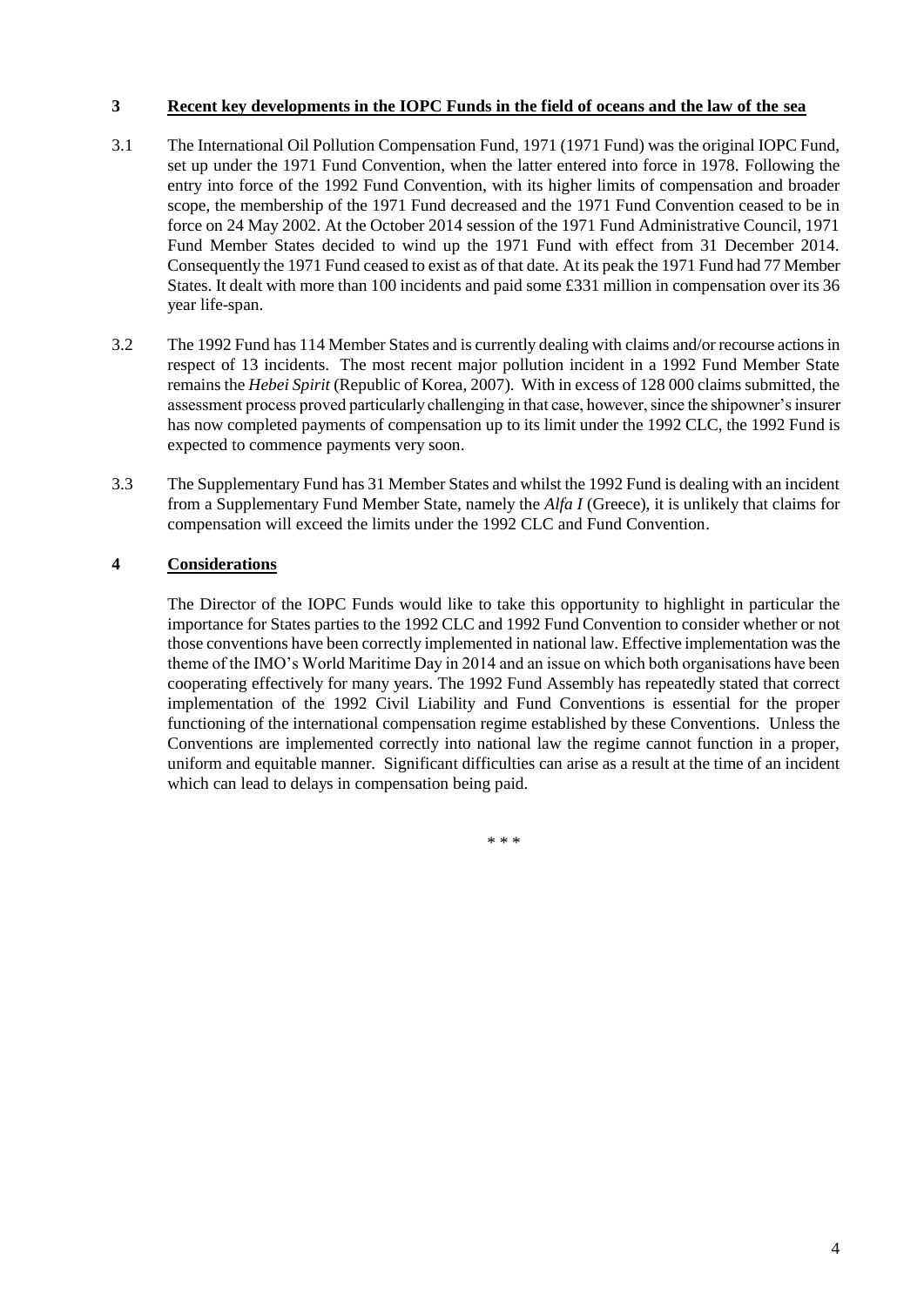## 3 Recent key developments in the IOPC Funds in the field of oceans and the law of the sea

3.1 The International Oil Pollution Compensation Fund, 1971 (1971 Fund) was the original IOPC Fund, set up under the 1971 Fund Convention, when the latter entered into force in 1978. Following the entry into force of the 1992 Fund Convention, with its higher limits of compensation and broader scope, the membership of the 1971 Fund decreased and the 1971 Fund Convention ceased to be in force on 24 May 2002. At the October 2014 session of the 1971 Fund Administrative Council, 1971 Fund Member States decided to wind up the 1971 Fund with effect from 31 December 2014. Consequently the 1971 Fund ceased to exist as of that date. At its peak the 1971 Fund had 77 Member States. It dealt with more than 100 incidents and paid some £331 million in compensation over its 36 year life-span.

3.2 The 1992 Fund has 114 Member States and is currently dealing with claims and/or recourse actions in respect of 13 incidents. The most recent major pollution incident in a 1992 Fund Member State remains the *Hebei Spirit* (Republic of Korea, 2007). With in excess of 128 000 claims submitted, the assessment process proved particularly challenging in that case, however, since the shipowner's insurer has now completed payments of compensation up to its limit under the 1992 CLC, the 1992 Fund is expected to commence payments very soon.

3.3 The Supplementary Fund has 31 Member States and whilst the 1992 Fund is dealing with an incident from a Supplementary Fund Member State, namely the *Alfa I* (Greece), it is unlikely that claims for compensation will exceed the limits under the 1992 CLC and Fund Convention.

## 4 Considerations

The Director of the IOPC Funds would like to take this opportunity to highlight in particular the importance for States parties to the 1992 CLC and 1992 Fund Convention to consider whether or not those conventions have been correctly implemented in national law. Effective implementation was the theme of the IMO's World Maritime Day in 2014 and an issue on which both organisations have been cooperating effectively for many years. The 1992 Fund Assembly has repeatedly stated that correct implementation of the 1992 Civil Liability and Fund Conventions is essential for the proper functioning of the international compensation regime established by these Conventions. Unless the Conventions are implemented correctly into national law the regime cannot function in a proper, uniform and equitable manner. Significant difficulties can arise as a result at the time of an incident which can lead to delays in compensation being paid.

\* \* \*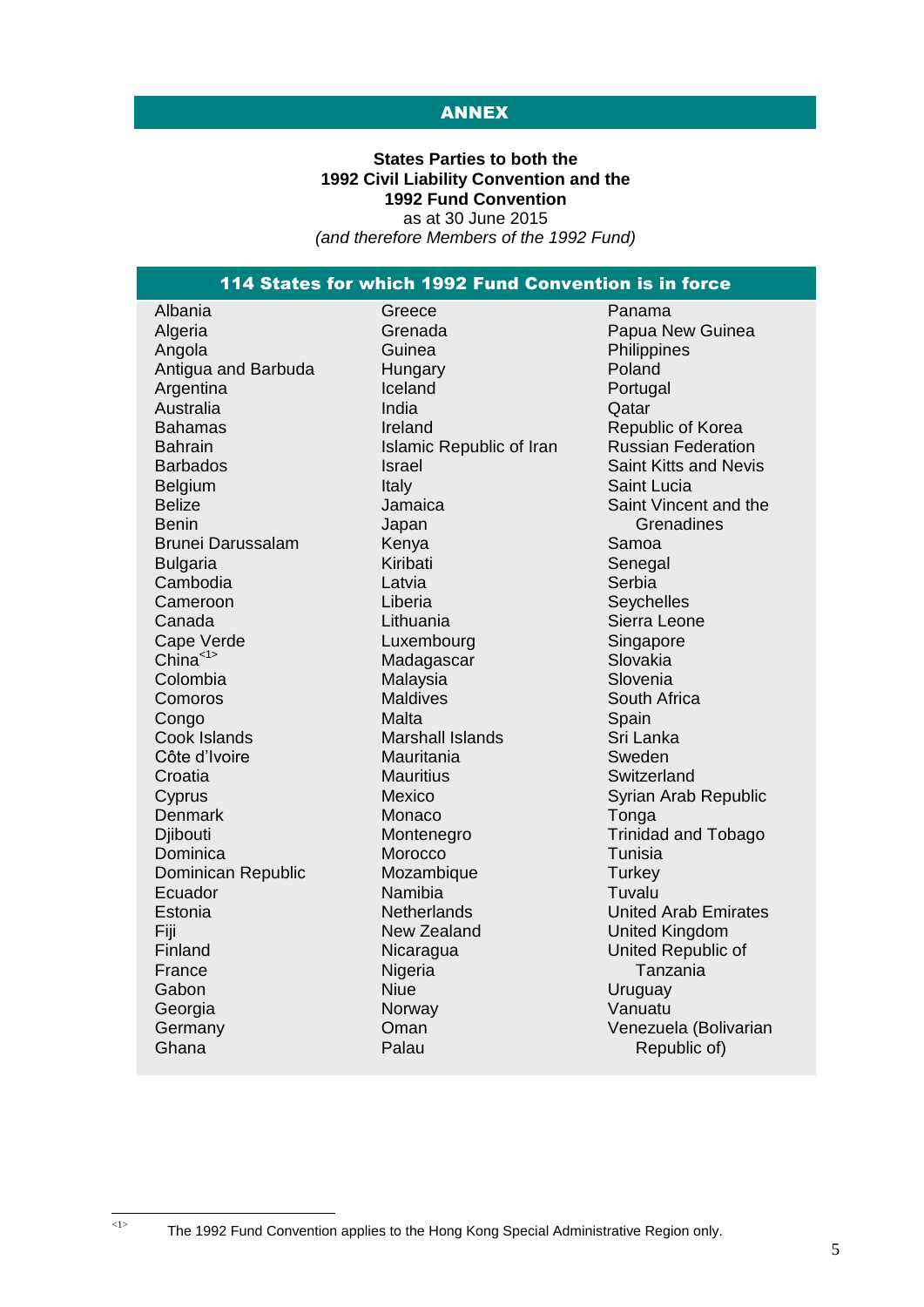# ANNEX

**States Parties to both the**
**1992 Civil Liability Convention and the**
**1992 Fund Convention**
as at 30 June 2015
*(and therefore Members of the 1992 Fund)*

## 114 States for which 1992 Fund Convention is in force

Albania
Algeria
Angola
Antigua and Barbuda
Argentina
Australia
Bahamas
Bahrain
Barbados
Belgium
Belize
Benin
Brunei Darussalam
Bulgaria
Cambodia
Cameroon
Canada
Cape Verde
China[<1>]
Colombia
Comoros
Congo
Cook Islands
Côte d'Ivoire
Croatia
Cyprus
Denmark
Djibouti
Dominica
Dominican Republic
Ecuador
Estonia
Fiji
Finland
France
Gabon
Georgia
Germany
Ghana
Greece
Grenada
Guinea
Hungary
Iceland
India
Ireland
Islamic Republic of Iran
Israel
Italy
Jamaica
Japan
Kenya
Kiribati
Latvia
Liberia
Lithuania
Luxembourg
Madagascar
Malaysia
Maldives
Malta
Marshall Islands
Mauritania
Mauritius
Mexico
Monaco
Montenegro
Morocco
Mozambique
Namibia
Netherlands
New Zealand
Nicaragua
Nigeria
Niue
Norway
Oman
Palau
Panama
Papua New Guinea
Philippines
Poland
Portugal
Qatar
Republic of Korea
Russian Federation
Saint Kitts and Nevis
Saint Lucia
Saint Vincent and the Grenadines
Samoa
Senegal
Serbia
Seychelles
Sierra Leone
Singapore
Slovakia
Slovenia
South Africa
Spain
Sri Lanka
Sweden
Switzerland
Syrian Arab Republic
Tonga
Trinidad and Tobago
Tunisia
Turkey
Tuvalu
United Arab Emirates
United Kingdom
United Republic of Tanzania
Uruguay
Vanuatu
Venezuela (Bolivarian Republic of)

---

[<1>] The 1992 Fund Convention applies to the Hong Kong Special Administrative Region only.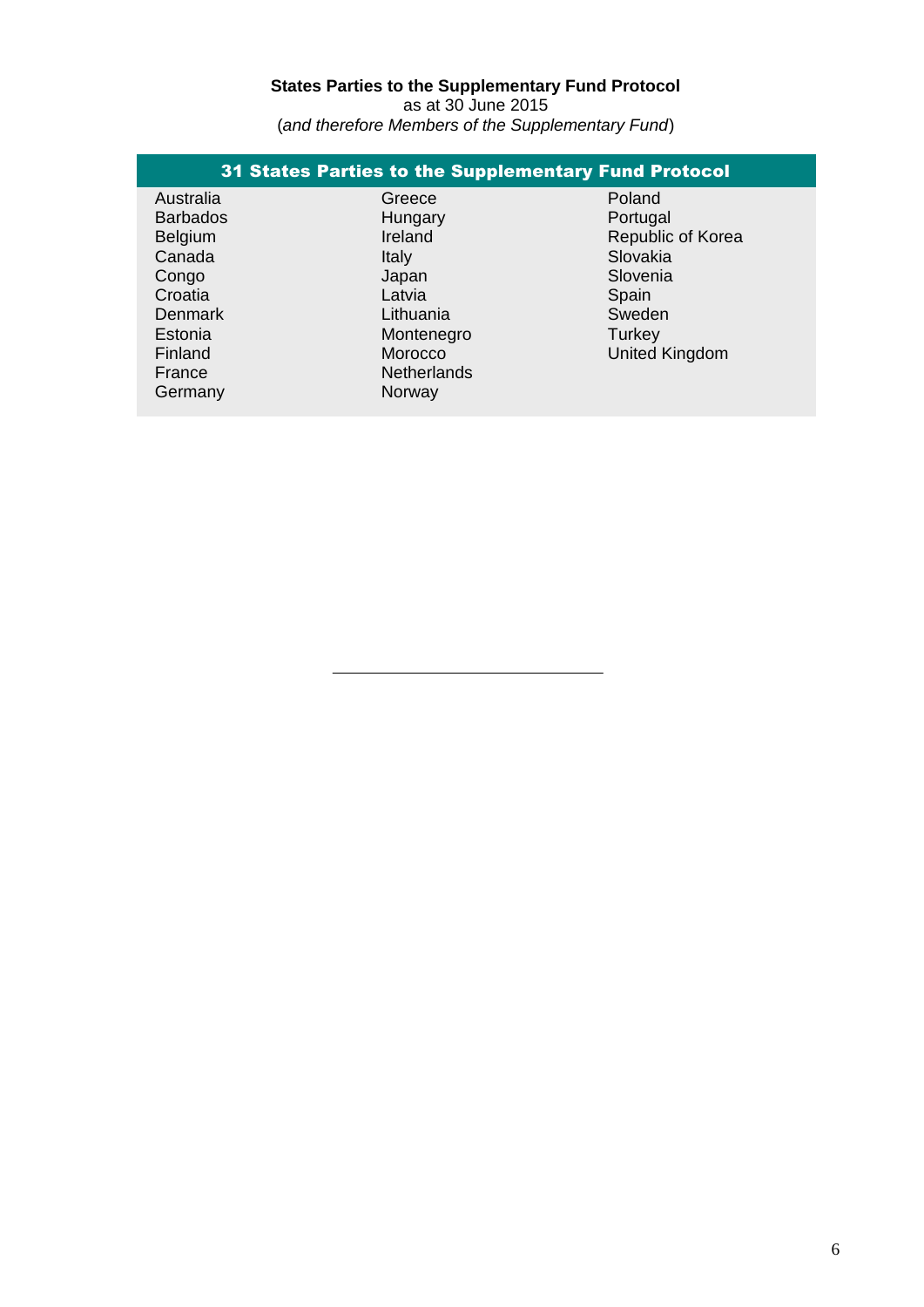**States Parties to the Supplementary Fund Protocol**
as at 30 June 2015
(*and therefore Members of the Supplementary Fund*)

| 31 States Parties to the Supplementary Fund Protocol | | |
| --- | --- | --- |
| Australia | Greece | Poland |
| Barbados | Hungary | Portugal |
| Belgium | Ireland | Republic of Korea |
| Canada | Italy | Slovakia |
| Congo | Japan | Slovenia |
| Croatia | Latvia | Spain |
| Denmark | Lithuania | Sweden |
| Estonia | Montenegro | Turkey |
| Finland | Morocco | United Kingdom |
| France | Netherlands | |
| Germany | Norway | |